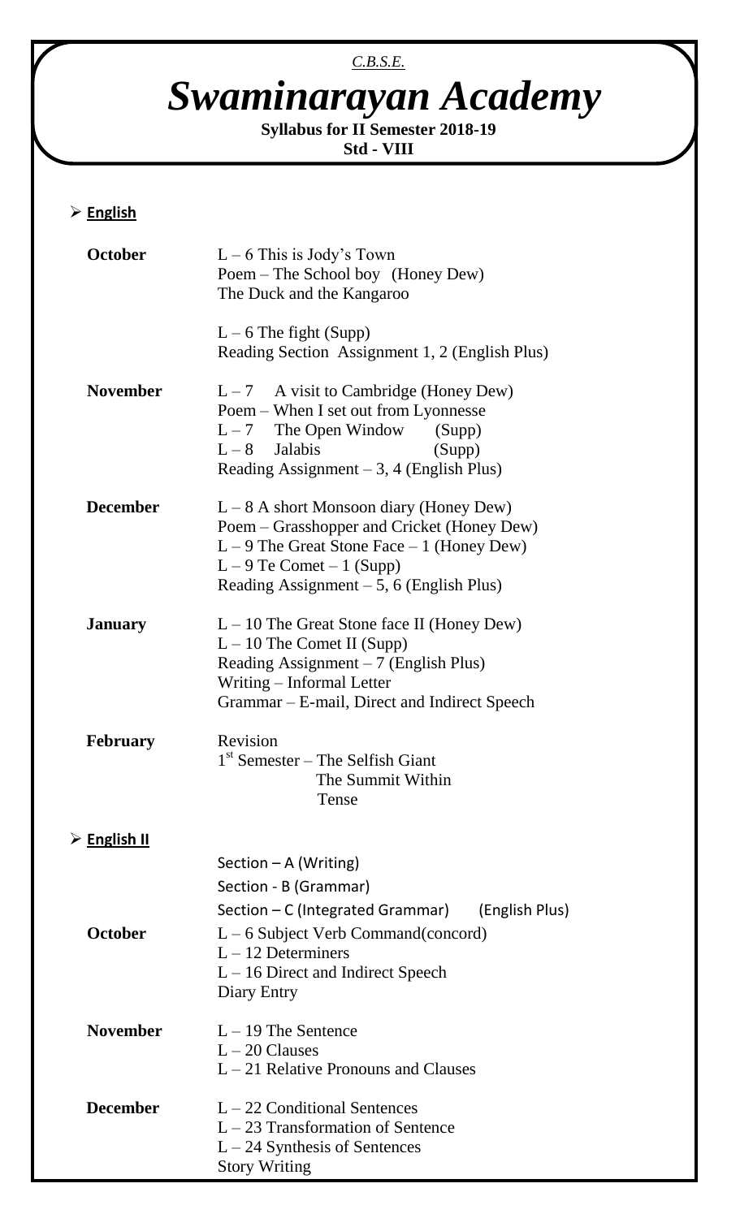*C.B.S.E.*

# *Swaminarayan Academy*

**Syllabus for II Semester 2018-19**
**Std - VIII**

## ➢ English

| | |
|---|---|
| **October** | L – 6 This is Jody's Town<br>Poem – The School boy (Honey Dew)<br>The Duck and the Kangaroo<br><br>L – 6 The fight (Supp)<br>Reading Section Assignment 1, 2 (English Plus) |
| **November** | L – 7 A visit to Cambridge (Honey Dew)<br>Poem – When I set out from Lyonnesse<br>L – 7 The Open Window (Supp)<br>L – 8 Jalabis (Supp)<br>Reading Assignment – 3, 4 (English Plus) |
| **December** | L – 8 A short Monsoon diary (Honey Dew)<br>Poem – Grasshopper and Cricket (Honey Dew)<br>L – 9 The Great Stone Face – 1 (Honey Dew)<br>L – 9 Te Comet – 1 (Supp)<br>Reading Assignment – 5, 6 (English Plus) |
| **January** | L – 10 The Great Stone face II (Honey Dew)<br>L – 10 The Comet II (Supp)<br>Reading Assignment – 7 (English Plus)<br>Writing – Informal Letter<br>Grammar – E-mail, Direct and Indirect Speech |
| **February** | Revision<br>1st Semester – The Selfish Giant<br>The Summit Within<br>Tense |

## ➢ English II

Section – A (Writing)
Section - B (Grammar)
Section – C (Integrated Grammar) (English Plus)

| | |
|---|---|
| **October** | L – 6 Subject Verb Command(concord)<br>L – 12 Determiners<br>L – 16 Direct and Indirect Speech<br>Diary Entry |
| **November** | L – 19 The Sentence<br>L – 20 Clauses<br>L – 21 Relative Pronouns and Clauses |
| **December** | L – 22 Conditional Sentences<br>L – 23 Transformation of Sentence<br>L – 24 Synthesis of Sentences<br>Story Writing |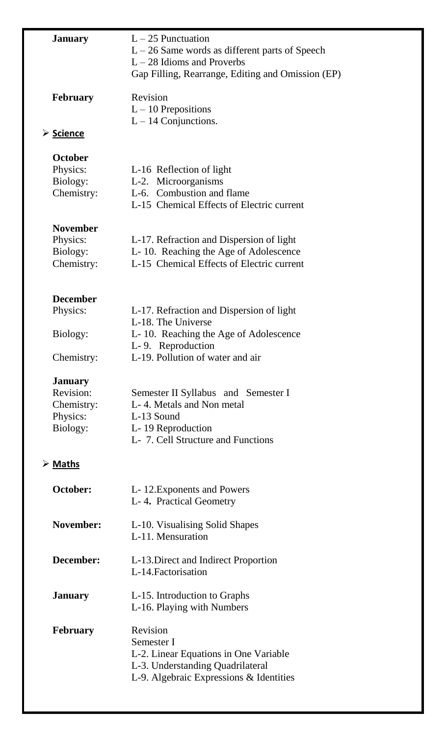| | |
|---|---|
| **January** | L – 25 Punctuation<br>L – 26 Same words as different parts of Speech<br>L – 28 Idioms and Proverbs<br>Gap Filling, Rearrange, Editing and Omission (EP) |
| **February** | Revision<br>L – 10 Prepositions<br>L – 14 Conjunctions. |

- **Science**

**October**

| | |
|---|---|
| Physics: | L-16 Reflection of light |
| Biology: | L-2. Microorganisms |
| Chemistry: | L-6. Combustion and flame<br>L-15 Chemical Effects of Electric current |

**November**

| | |
|---|---|
| Physics: | L-17. Refraction and Dispersion of light |
| Biology: | L- 10. Reaching the Age of Adolescence |
| Chemistry: | L-15 Chemical Effects of Electric current |

**December**

| | |
|---|---|
| Physics: | L-17. Refraction and Dispersion of light<br>L-18. The Universe |
| Biology: | L- 10. Reaching the Age of Adolescence<br>L- 9. Reproduction |
| Chemistry: | L-19. Pollution of water and air |

**January**

| | |
|---|---|
| Revision: | Semester II Syllabus and Semester I |
| Chemistry: | L- 4. Metals and Non metal |
| Physics: | L-13 Sound |
| Biology: | L- 19 Reproduction<br>L- 7. Cell Structure and Functions |

- **Maths**

| | |
|---|---|
| **October:** | L- 12.Exponents and Powers<br>L- 4. Practical Geometry |
| **November:** | L-10. Visualising Solid Shapes<br>L-11. Mensuration |
| **December:** | L-13.Direct and Indirect Proportion<br>L-14.Factorisation |
| **January** | L-15. Introduction to Graphs<br>L-16. Playing with Numbers |
| **February** | Revision<br>Semester I<br>L-2. Linear Equations in One Variable<br>L-3. Understanding Quadrilateral<br>L-9. Algebraic Expressions & Identities |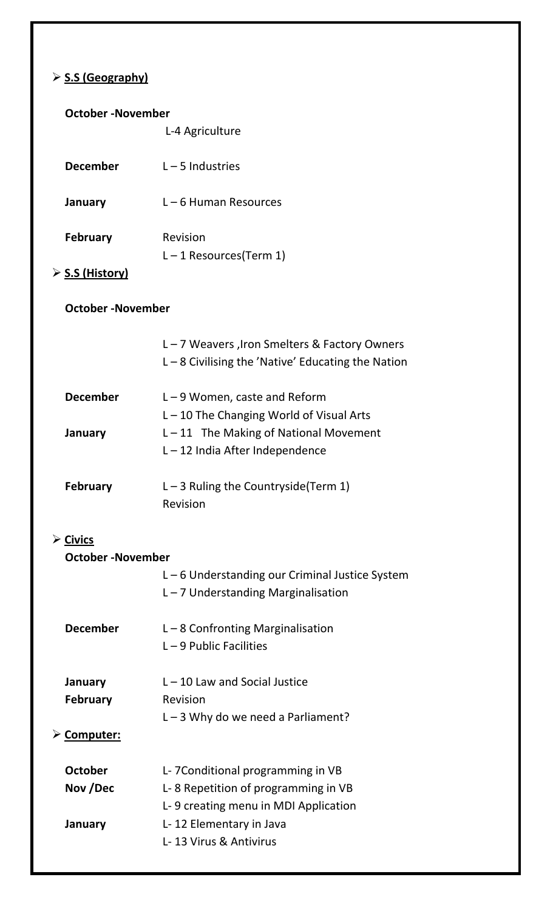- **S.S (Geography)**

**October -November**
L-4 Agriculture

**December** L – 5 Industries

**January** L – 6 Human Resources

**February** Revision
L – 1 Resources(Term 1)

- **S.S (History)**

**October -November**

L – 7 Weavers ,Iron Smelters & Factory Owners
L – 8 Civilising the 'Native' Educating the Nation

**December** L – 9 Women, caste and Reform
L – 10 The Changing World of Visual Arts

**January** L – 11 The Making of National Movement
L – 12 India After Independence

**February** L – 3 Ruling the Countryside(Term 1)
Revision

- **Civics**

**October -November**
L – 6 Understanding our Criminal Justice System
L – 7 Understanding Marginalisation

**December** L – 8 Confronting Marginalisation
L – 9 Public Facilities

**January** L – 10 Law and Social Justice

**February** Revision
L – 3 Why do we need a Parliament?

- **Computer:**

**October** L- 7Conditional programming in VB

**Nov /Dec** L- 8 Repetition of programming in VB
L- 9 creating menu in MDI Application

**January** L- 12 Elementary in Java
L- 13 Virus & Antivirus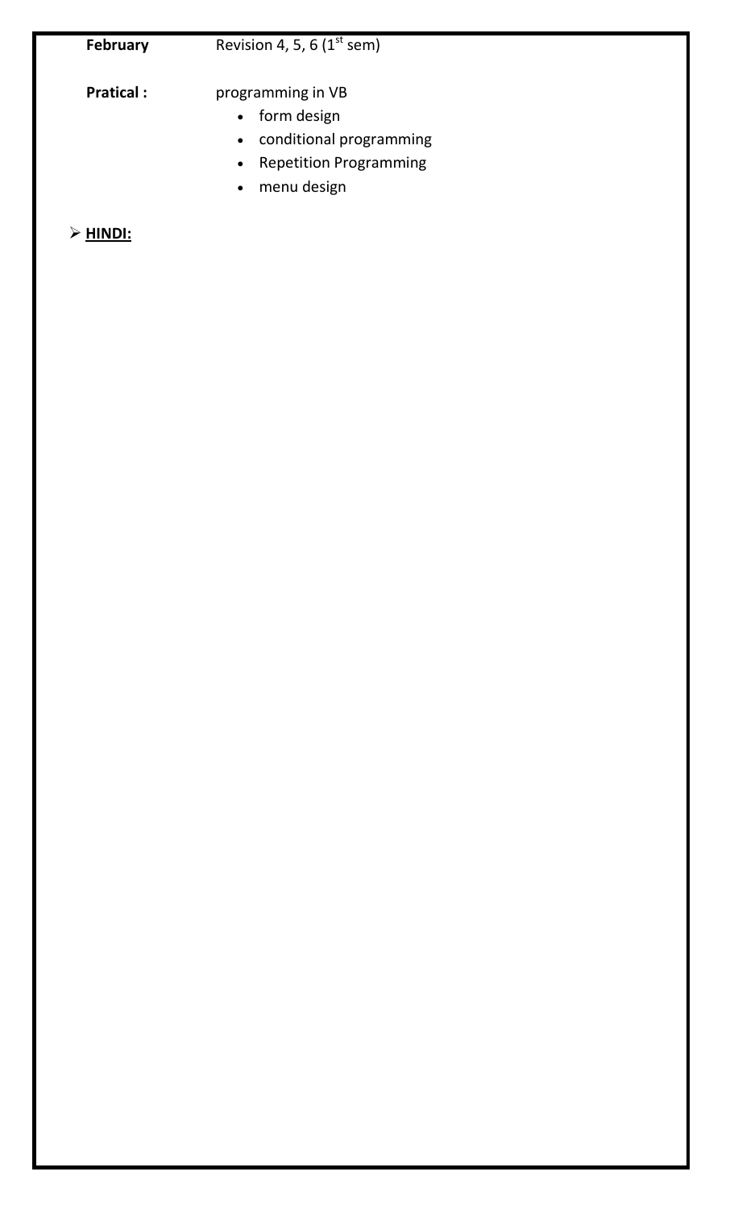**February** Revision 4, 5, 6 (1st sem)

**Pratical :** programming in VB

- form design
- conditional programming
- Repetition Programming
- menu design

- **HINDI:**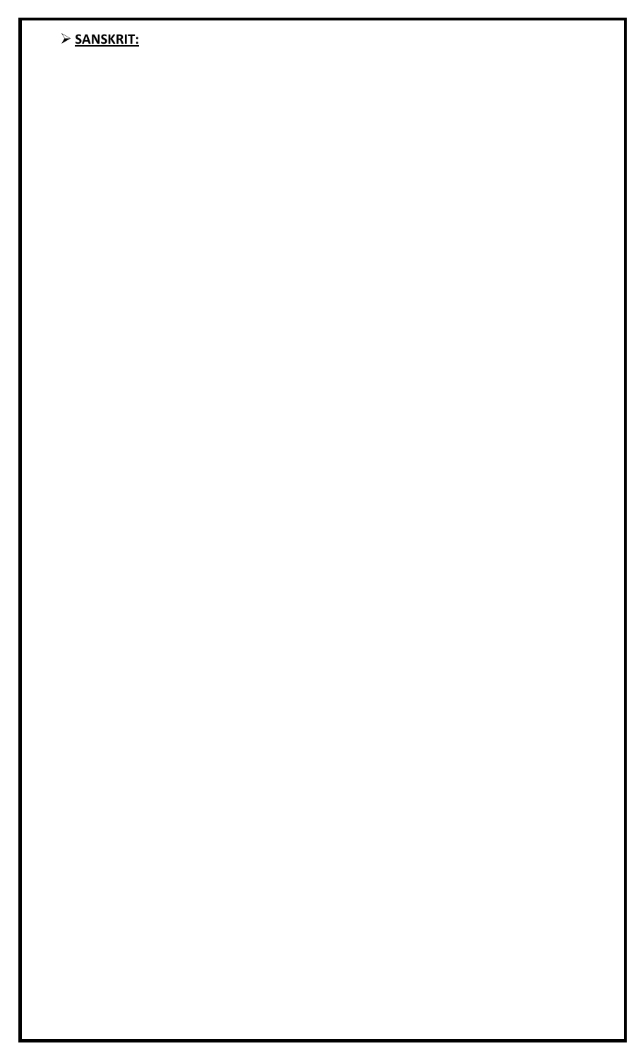- **SANSKRIT:**